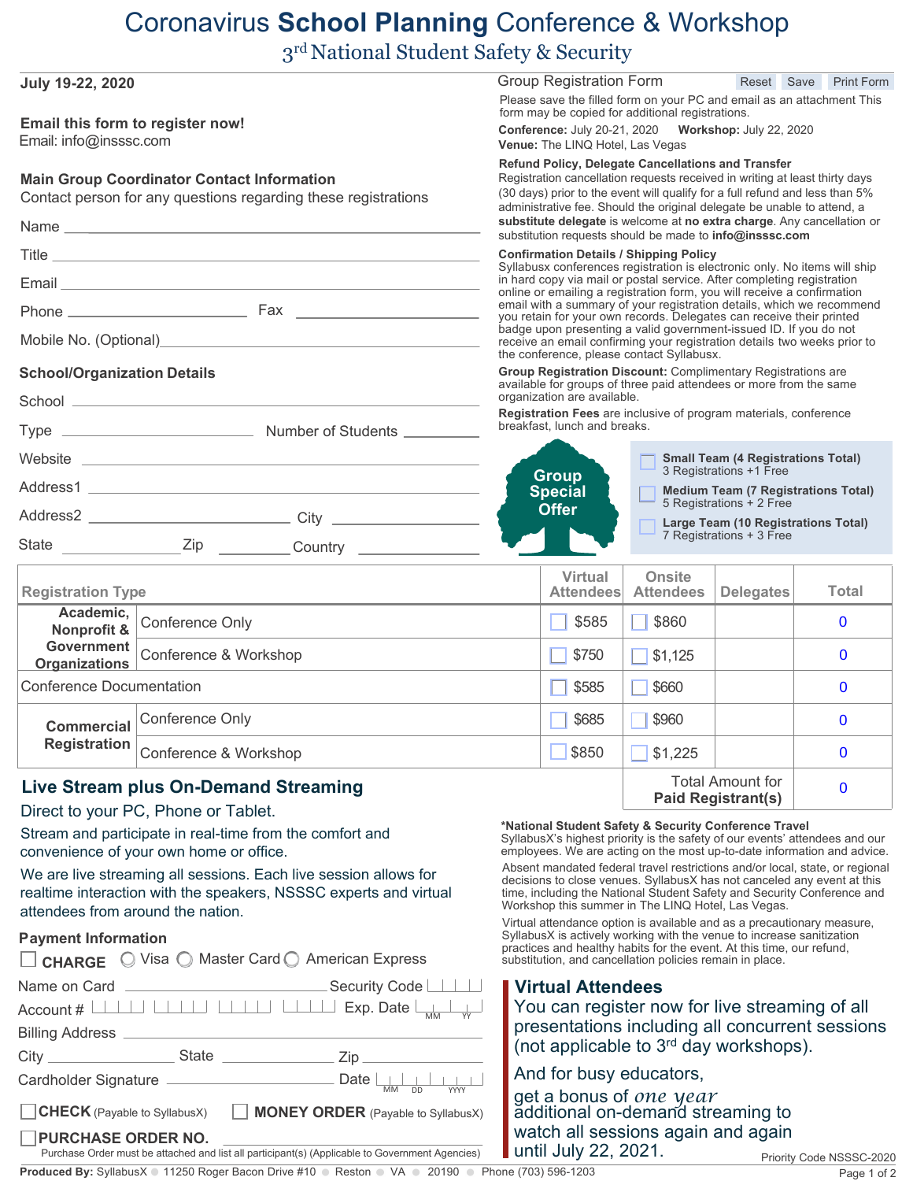# Coronavirus **School Planning** Conference & Workshop

## 3rd National Student Safety & Security

**July 19-22, 2020**

**Email this form to register now!**
Email: info@insssc.com

### Main Group Coordinator Contact Information

Contact person for any questions regarding these registrations

Name ______________________________

Title ______________________________

Email ______________________________

Phone ______________ Fax ______________

Mobile No. (Optional)______________________

### School/Organization Details

School ______________________________

Type ______________ Number of Students ________

Website ______________________________

Address1 ______________________________

Address2 ______________ City ______________

State __________ Zip ________ Country __________

Group Registration Form    Reset  Save  Print Form

Please save the filled form on your PC and email as an attachment This form may be copied for additional registrations.

**Conference:** July 20-21, 2020    **Workshop:** July 22, 2020
**Venue:** The LINQ Hotel, Las Vegas

**Refund Policy, Delegate Cancellations and Transfer**
Registration cancellation requests received in writing at least thirty days (30 days) prior to the event will qualify for a full refund and less than 5% administrative fee. Should the original delegate be unable to attend, a **substitute delegate** is welcome at **no extra charge**. Any cancellation or substitution requests should be made to **info@insssc.com**

**Confirmation Details / Shipping Policy**
Syllabusx conferences registration is electronic only. No items will ship in hard copy via mail or postal service. After completing registration online or emailing a registration form, you will receive a confirmation email with a summary of your registration details, which we recommend you retain for your own records. Delegates can receive their printed badge upon presenting a valid government-issued ID. If you do not receive an email confirming your registration details two weeks prior to the conference, please contact Syllabusx.

**Group Registration Discount:** Complimentary Registrations are available for groups of three paid attendees or more from the same organization are available.

**Registration Fees** are inclusive of program materials, conference breakfast, lunch and breaks.

**Group Special Offer**

- ☐ **Small Team (4 Registrations Total)** 3 Registrations +1 Free
- ☐ **Medium Team (7 Registrations Total)** 5 Registrations + 2 Free
- ☐ **Large Team (10 Registrations Total)** 7 Registrations + 3 Free

| Registration Type | | Virtual Attendees | Onsite Attendees | Delegates | Total |
|---|---|---|---|---|---|
| Academic, Nonprofit & Government Organizations | Conference Only | ☐ $585 | ☐ $860 | | 0 |
| | Conference & Workshop | ☐ $750 | ☐ $1,125 | | 0 |
| Conference Documentation | | ☐ $585 | ☐ $660 | | 0 |
| Commercial Registration | Conference Only | ☐ $685 | ☐ $960 | | 0 |
| | Conference & Workshop | ☐ $850 | ☐ $1,225 | | 0 |
| | | | | Total Amount for **Paid Registrant(s)** | 0 |

## Live Stream plus On-Demand Streaming

Direct to your PC, Phone or Tablet.

Stream and participate in real-time from the comfort and convenience of your own home or office.

We are live streaming all sessions. Each live session allows for realtime interaction with the speakers, NSSSC experts and virtual attendees from around the nation.

### Payment Information

☐ **CHARGE** ◯ Visa ◯ Master Card ◯ American Express

Name on Card ______________ Security Code ____

Account # ____ ____ ____ ____ Exp. Date __ (MM) __ (YY)

Billing Address ______________________________

City ______________ State ______________ Zip ______________

Cardholder Signature ______________ Date __ (MM) __ (DD) ____ (YYYY)

☐ **CHECK** (Payable to SyllabusX)  ☐ **MONEY ORDER** (Payable to SyllabusX)

☐ **PURCHASE ORDER NO.** ______________
Purchase Order must be attached and list all participant(s) (Applicable to Government Agencies)

**\*National Student Safety & Security Conference Travel**
SyllabusX's highest priority is the safety of our events' attendees and our employees. We are acting on the most up-to-date information and advice.

Absent mandated federal travel restrictions and/or local, state, or regional decisions to close venues. SyllabusX has not canceled any event at this time, including the National Student Safety and Security Conference and Workshop this summer in The LINQ Hotel, Las Vegas.

Virtual attendance option is available and as a precautionary measure, SyllabusX is actively working with the venue to increase sanitization practices and healthy habits for the event. At this time, our refund, substitution, and cancellation policies remain in place.

## Virtual Attendees

You can register now for live streaming of all presentations including all concurrent sessions (not applicable to 3rd day workshops).

And for busy educators, get a bonus of *one year* additional on-demand streaming to watch all sessions again and again until July 22, 2021.

Priority Code NSSSC-2020

**Produced By:** SyllabusX ● 11250 Roger Bacon Drive #10 ● Reston ● VA ● 20190 ● Phone (703) 596-1203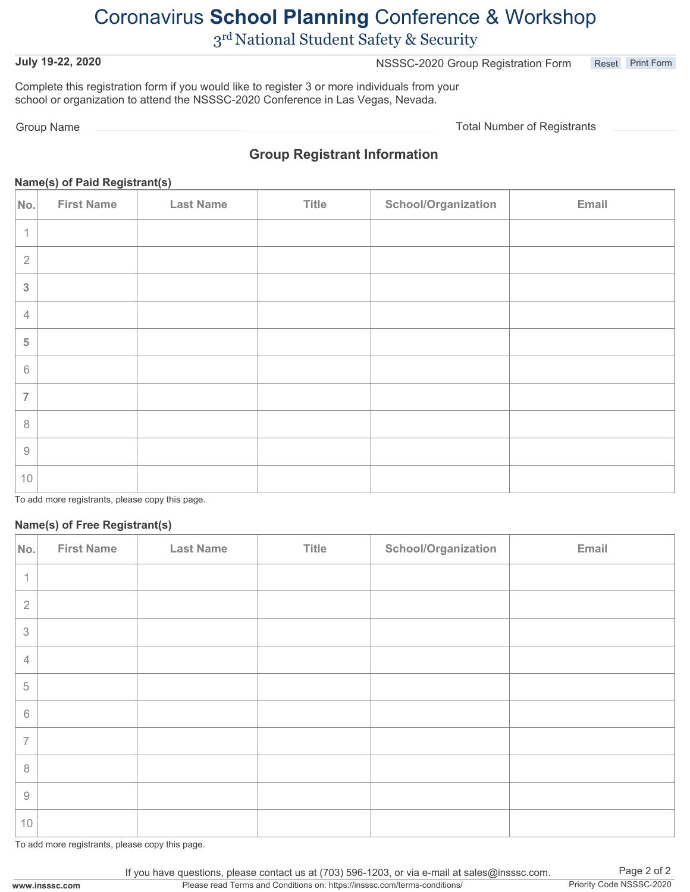# Coronavirus **School Planning** Conference & Workshop

## 3rd National Student Safety & Security

**July 19-22, 2020**

NSSSC-2020 Group Registration Form

Reset Print Form

Complete this registration form if you would like to register 3 or more individuals from your school or organization to attend the NSSSC-2020 Conference in Las Vegas, Nevada.

Group Name ____________________ Total Number of Registrants ________

### Group Registrant Information

**Name(s) of Paid Registrant(s)**

| No. | First Name | Last Name | Title | School/Organization | Email |
|---|---|---|---|---|---|
| 1 | | | | | |
| 2 | | | | | |
| 3 | | | | | |
| 4 | | | | | |
| 5 | | | | | |
| 6 | | | | | |
| 7 | | | | | |
| 8 | | | | | |
| 9 | | | | | |
| 10 | | | | | |

To add more registrants, please copy this page.

**Name(s) of Free Registrant(s)**

| No. | First Name | Last Name | Title | School/Organization | Email |
|---|---|---|---|---|---|
| 1 | | | | | |
| 2 | | | | | |
| 3 | | | | | |
| 4 | | | | | |
| 5 | | | | | |
| 6 | | | | | |
| 7 | | | | | |
| 8 | | | | | |
| 9 | | | | | |
| 10 | | | | | |

To add more registrants, please copy this page.

If you have questions, please contact us at (703) 596-1203, or via e-mail at sales@insssc.com.

**www.insssc.com** Please read Terms and Conditions on: https://insssc.com/terms-conditions/ Priority Code NSSSC-2020